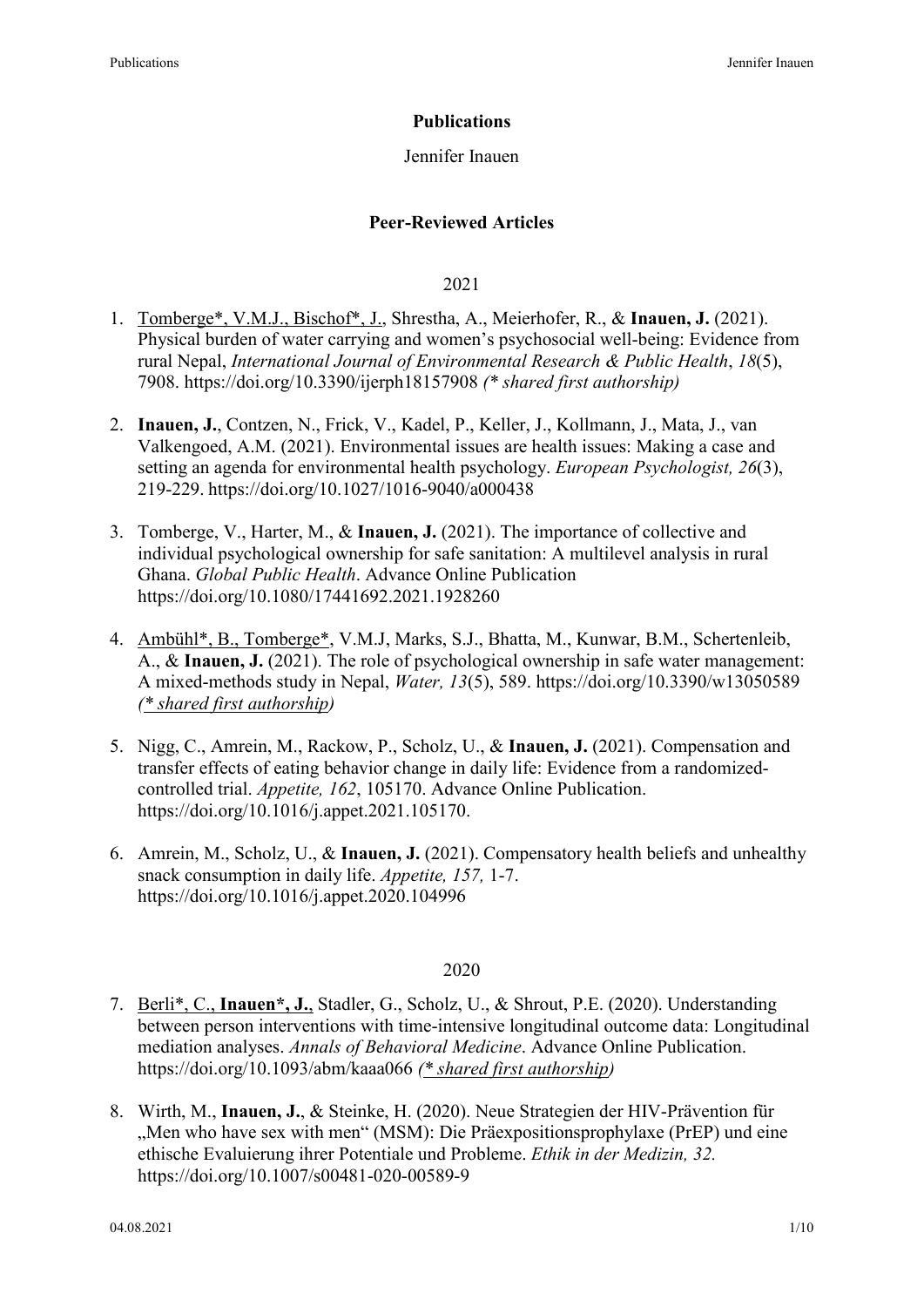**Publications**

Jennifer Inauen

## Peer-Reviewed Articles

2021

1. <u>Tomberge*, V.M.J., Bischof*, J.,</u> Shrestha, A., Meierhofer, R., & **Inauen, J.** (2021). Physical burden of water carrying and women's psychosocial well-being: Evidence from rural Nepal, *International Journal of Environmental Research & Public Health*, *18*(5), 7908. https://doi.org/10.3390/ijerph18157908 *(* shared first authorship)*

2. **Inauen, J.**, Contzen, N., Frick, V., Kadel, P., Keller, J., Kollmann, J., Mata, J., van Valkengoed, A.M. (2021). Environmental issues are health issues: Making a case and setting an agenda for environmental health psychology. *European Psychologist, 26*(3), 219-229. https://doi.org/10.1027/1016-9040/a000438

3. Tomberge, V., Harter, M., & **Inauen, J.** (2021). The importance of collective and individual psychological ownership for safe sanitation: A multilevel analysis in rural Ghana. *Global Public Health*. Advance Online Publication https://doi.org/10.1080/17441692.2021.1928260

4. <u>Ambühl*, B., Tomberge*</u>, V.M.J, Marks, S.J., Bhatta, M., Kunwar, B.M., Schertenleib, A., & **Inauen, J.** (2021). The role of psychological ownership in safe water management: A mixed-methods study in Nepal, *Water, 13*(5), 589. https://doi.org/10.3390/w13050589 <u>*(* shared first authorship)*</u>

5. Nigg, C., Amrein, M., Rackow, P., Scholz, U., & **Inauen, J.** (2021). Compensation and transfer effects of eating behavior change in daily life: Evidence from a randomized-controlled trial. *Appetite, 162*, 105170. Advance Online Publication. https://doi.org/10.1016/j.appet.2021.105170.

6. Amrein, M., Scholz, U., & **Inauen, J.** (2021). Compensatory health beliefs and unhealthy snack consumption in daily life. *Appetite, 157,* 1-7. https://doi.org/10.1016/j.appet.2020.104996

2020

7. <u>Berli*, C., **Inauen*, J.**</u>, Stadler, G., Scholz, U., & Shrout, P.E. (2020). Understanding between person interventions with time-intensive longitudinal outcome data: Longitudinal mediation analyses. *Annals of Behavioral Medicine*. Advance Online Publication. https://doi.org/10.1093/abm/kaaa066 <u>*(* shared first authorship)*</u>

8. Wirth, M., **Inauen, J.**, & Steinke, H. (2020). Neue Strategien der HIV-Prävention für „Men who have sex with men" (MSM): Die Präexpositionsprophylaxe (PrEP) und eine ethische Evaluierung ihrer Potentiale und Probleme. *Ethik in der Medizin, 32.* https://doi.org/10.1007/s00481-020-00589-9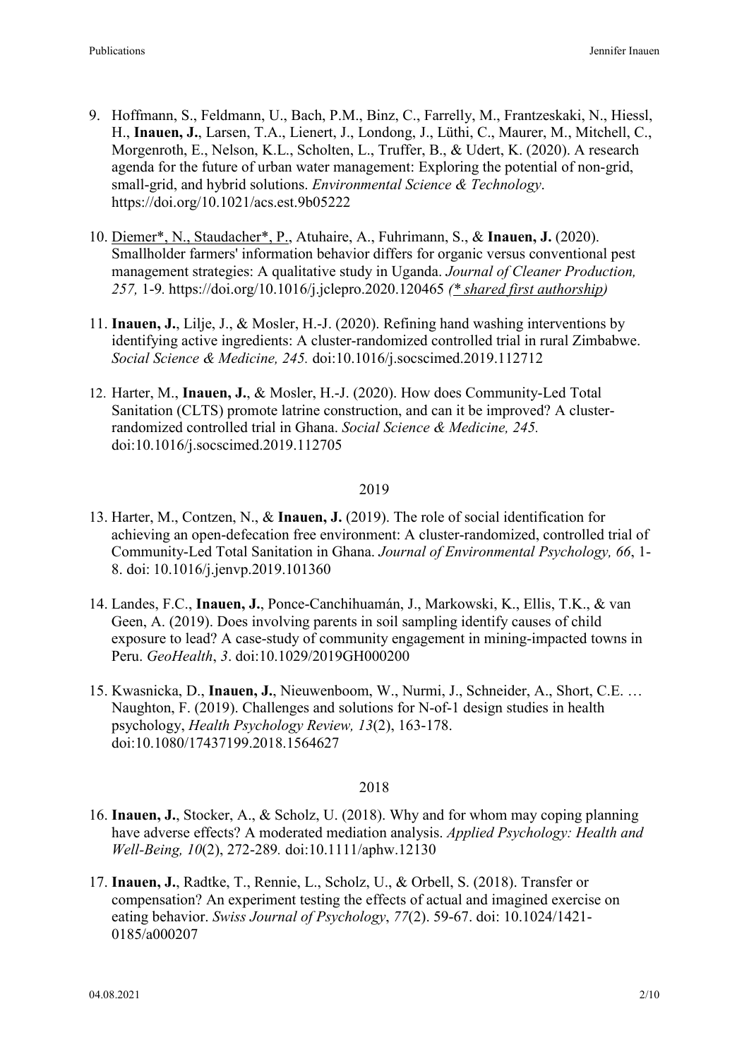9. Hoffmann, S., Feldmann, U., Bach, P.M., Binz, C., Farrelly, M., Frantzeskaki, N., Hiessl, H., **Inauen, J.**, Larsen, T.A., Lienert, J., Londong, J., Lüthi, C., Maurer, M., Mitchell, C., Morgenroth, E., Nelson, K.L., Scholten, L., Truffer, B., & Udert, K. (2020). A research agenda for the future of urban water management: Exploring the potential of non-grid, small-grid, and hybrid solutions. *Environmental Science & Technology*. https://doi.org/10.1021/acs.est.9b05222

10. Diemer*, N., Staudacher*, P., Atuhaire, A., Fuhrimann, S., & **Inauen, J.** (2020). Smallholder farmers' information behavior differs for organic versus conventional pest management strategies: A qualitative study in Uganda. *Journal of Cleaner Production, 257,* 1-9. https://doi.org/10.1016/j.jclepro.2020.120465 *(* shared first authorship)*

11. **Inauen, J.**, Lilje, J., & Mosler, H.-J. (2020). Refining hand washing interventions by identifying active ingredients: A cluster-randomized controlled trial in rural Zimbabwe. *Social Science & Medicine, 245.* doi:10.1016/j.socscimed.2019.112712

12. Harter, M., **Inauen, J.**, & Mosler, H.-J. (2020). How does Community-Led Total Sanitation (CLTS) promote latrine construction, and can it be improved? A cluster-randomized controlled trial in Ghana. *Social Science & Medicine, 245.* doi:10.1016/j.socscimed.2019.112705

2019

13. Harter, M., Contzen, N., & **Inauen, J.** (2019). The role of social identification for achieving an open-defecation free environment: A cluster-randomized, controlled trial of Community-Led Total Sanitation in Ghana. *Journal of Environmental Psychology, 66*, 1-8. doi: 10.1016/j.jenvp.2019.101360

14. Landes, F.C., **Inauen, J.**, Ponce-Canchihuamán, J., Markowski, K., Ellis, T.K., & van Geen, A. (2019). Does involving parents in soil sampling identify causes of child exposure to lead? A case-study of community engagement in mining-impacted towns in Peru. *GeoHealth*, *3*. doi:10.1029/2019GH000200

15. Kwasnicka, D., **Inauen, J.**, Nieuwenboom, W., Nurmi, J., Schneider, A., Short, C.E. … Naughton, F. (2019). Challenges and solutions for N-of-1 design studies in health psychology, *Health Psychology Review, 13*(2), 163-178. doi:10.1080/17437199.2018.1564627

2018

16. **Inauen, J.**, Stocker, A., & Scholz, U. (2018). Why and for whom may coping planning have adverse effects? A moderated mediation analysis. *Applied Psychology: Health and Well-Being, 10*(2), 272-289. doi:10.1111/aphw.12130

17. **Inauen, J.**, Radtke, T., Rennie, L., Scholz, U., & Orbell, S. (2018). Transfer or compensation? An experiment testing the effects of actual and imagined exercise on eating behavior. *Swiss Journal of Psychology*, *77*(2). 59-67. doi: 10.1024/1421-0185/a000207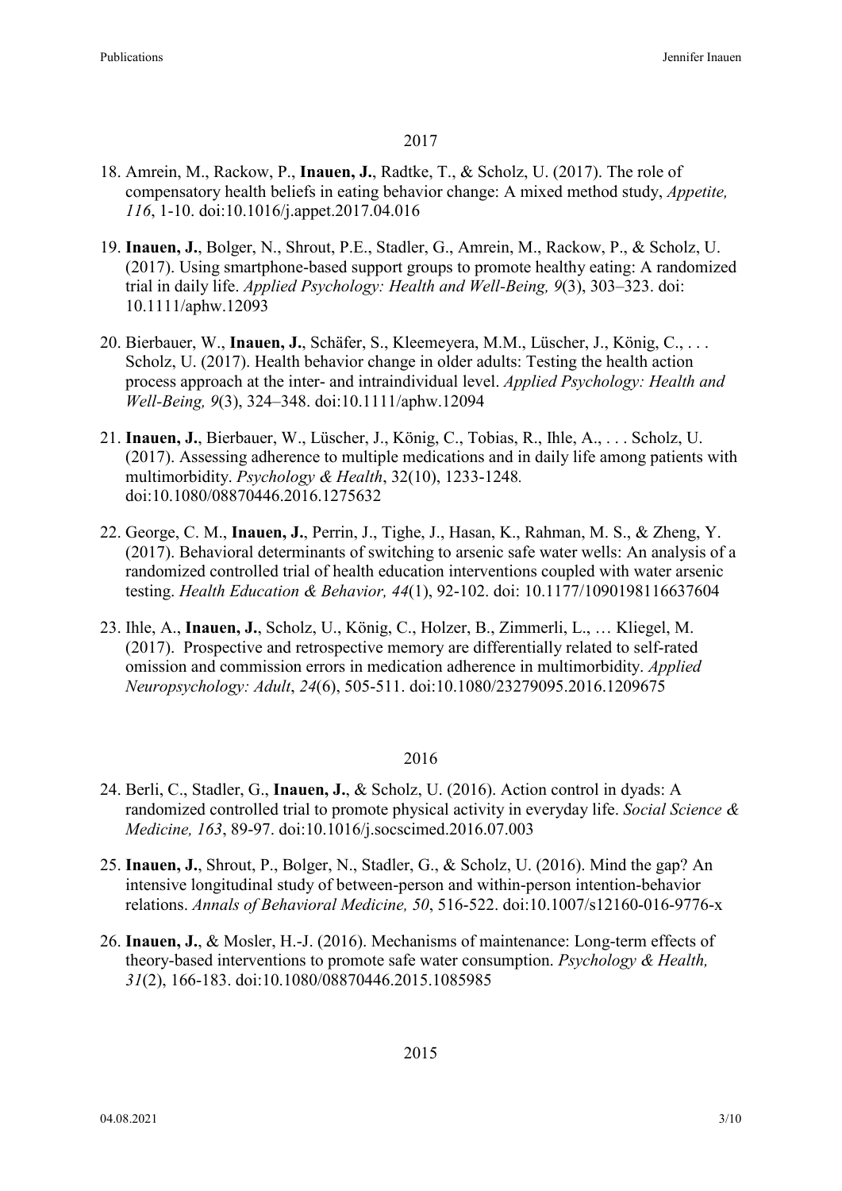## 2017

18. Amrein, M., Rackow, P., **Inauen, J.**, Radtke, T., & Scholz, U. (2017). The role of compensatory health beliefs in eating behavior change: A mixed method study, *Appetite, 116*, 1-10. doi:10.1016/j.appet.2017.04.016

19. **Inauen, J.**, Bolger, N., Shrout, P.E., Stadler, G., Amrein, M., Rackow, P., & Scholz, U. (2017). Using smartphone-based support groups to promote healthy eating: A randomized trial in daily life. *Applied Psychology: Health and Well-Being, 9*(3), 303–323. doi: 10.1111/aphw.12093

20. Bierbauer, W., **Inauen, J.**, Schäfer, S., Kleemeyera, M.M., Lüscher, J., König, C., . . . Scholz, U. (2017). Health behavior change in older adults: Testing the health action process approach at the inter- and intraindividual level. *Applied Psychology: Health and Well-Being, 9*(3), 324–348. doi:10.1111/aphw.12094

21. **Inauen, J.**, Bierbauer, W., Lüscher, J., König, C., Tobias, R., Ihle, A., . . . Scholz, U. (2017). Assessing adherence to multiple medications and in daily life among patients with multimorbidity. *Psychology & Health*, 32(10), 1233-1248. doi:10.1080/08870446.2016.1275632

22. George, C. M., **Inauen, J.**, Perrin, J., Tighe, J., Hasan, K., Rahman, M. S., & Zheng, Y. (2017). Behavioral determinants of switching to arsenic safe water wells: An analysis of a randomized controlled trial of health education interventions coupled with water arsenic testing. *Health Education & Behavior, 44*(1), 92-102. doi: 10.1177/1090198116637604

23. Ihle, A., **Inauen, J.**, Scholz, U., König, C., Holzer, B., Zimmerli, L., … Kliegel, M. (2017). Prospective and retrospective memory are differentially related to self-rated omission and commission errors in medication adherence in multimorbidity. *Applied Neuropsychology: Adult*, *24*(6), 505-511. doi:10.1080/23279095.2016.1209675

## 2016

24. Berli, C., Stadler, G., **Inauen, J.**, & Scholz, U. (2016). Action control in dyads: A randomized controlled trial to promote physical activity in everyday life. *Social Science & Medicine, 163*, 89-97. doi:10.1016/j.socscimed.2016.07.003

25. **Inauen, J.**, Shrout, P., Bolger, N., Stadler, G., & Scholz, U. (2016). Mind the gap? An intensive longitudinal study of between-person and within-person intention-behavior relations. *Annals of Behavioral Medicine, 50*, 516-522. doi:10.1007/s12160-016-9776-x

26. **Inauen, J.**, & Mosler, H.-J. (2016). Mechanisms of maintenance: Long-term effects of theory-based interventions to promote safe water consumption. *Psychology & Health, 31*(2), 166-183. doi:10.1080/08870446.2015.1085985

## 2015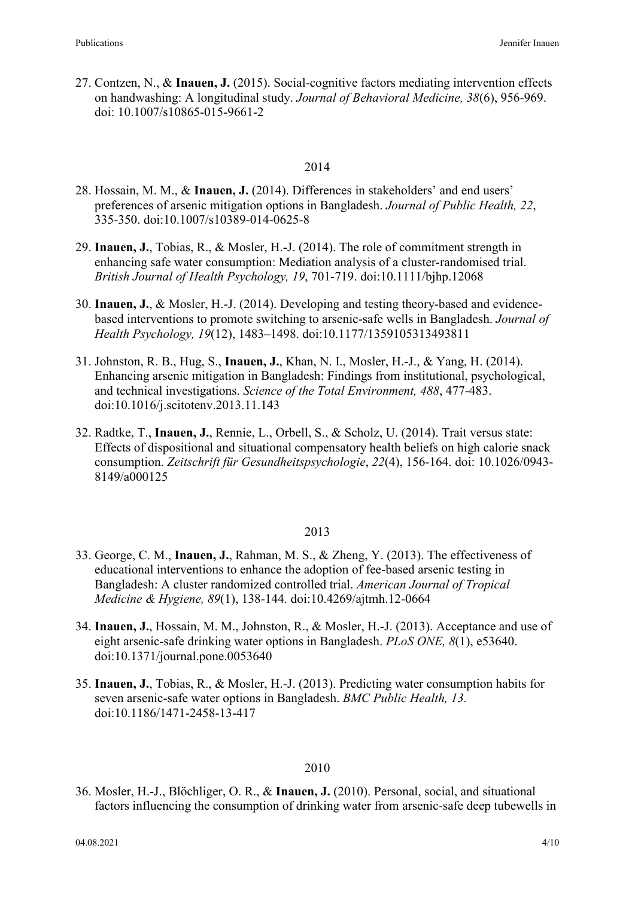27. Contzen, N., & **Inauen, J.** (2015). Social-cognitive factors mediating intervention effects on handwashing: A longitudinal study. *Journal of Behavioral Medicine, 38*(6), 956-969. doi: 10.1007/s10865-015-9661-2

2014

28. Hossain, M. M., & **Inauen, J.** (2014). Differences in stakeholders' and end users' preferences of arsenic mitigation options in Bangladesh. *Journal of Public Health, 22*, 335-350. doi:10.1007/s10389-014-0625-8
29. **Inauen, J.**, Tobias, R., & Mosler, H.-J. (2014). The role of commitment strength in enhancing safe water consumption: Mediation analysis of a cluster-randomised trial. *British Journal of Health Psychology, 19*, 701-719. doi:10.1111/bjhp.12068
30. **Inauen, J.**, & Mosler, H.-J. (2014). Developing and testing theory-based and evidence-based interventions to promote switching to arsenic-safe wells in Bangladesh. *Journal of Health Psychology, 19*(12), 1483–1498. doi:10.1177/1359105313493811
31. Johnston, R. B., Hug, S., **Inauen, J.**, Khan, N. I., Mosler, H.-J., & Yang, H. (2014). Enhancing arsenic mitigation in Bangladesh: Findings from institutional, psychological, and technical investigations. *Science of the Total Environment, 488*, 477-483. doi:10.1016/j.scitotenv.2013.11.143
32. Radtke, T., **Inauen, J.**, Rennie, L., Orbell, S., & Scholz, U. (2014). Trait versus state: Effects of dispositional and situational compensatory health beliefs on high calorie snack consumption. *Zeitschrift für Gesundheitspsychologie*, *22*(4), 156-164. doi: 10.1026/0943-8149/a000125

2013

33. George, C. M., **Inauen, J.**, Rahman, M. S., & Zheng, Y. (2013). The effectiveness of educational interventions to enhance the adoption of fee-based arsenic testing in Bangladesh: A cluster randomized controlled trial. *American Journal of Tropical Medicine & Hygiene, 89*(1), 138-144*.* doi:10.4269/ajtmh.12-0664
34. **Inauen, J.**, Hossain, M. M., Johnston, R., & Mosler, H.-J. (2013). Acceptance and use of eight arsenic-safe drinking water options in Bangladesh. *PLoS ONE, 8*(1), e53640. doi:10.1371/journal.pone.0053640
35. **Inauen, J.**, Tobias, R., & Mosler, H.-J. (2013). Predicting water consumption habits for seven arsenic-safe water options in Bangladesh. *BMC Public Health, 13.* doi:10.1186/1471-2458-13-417

2010

36. Mosler, H.-J., Blöchliger, O. R., & **Inauen, J.** (2010). Personal, social, and situational factors influencing the consumption of drinking water from arsenic-safe deep tubewells in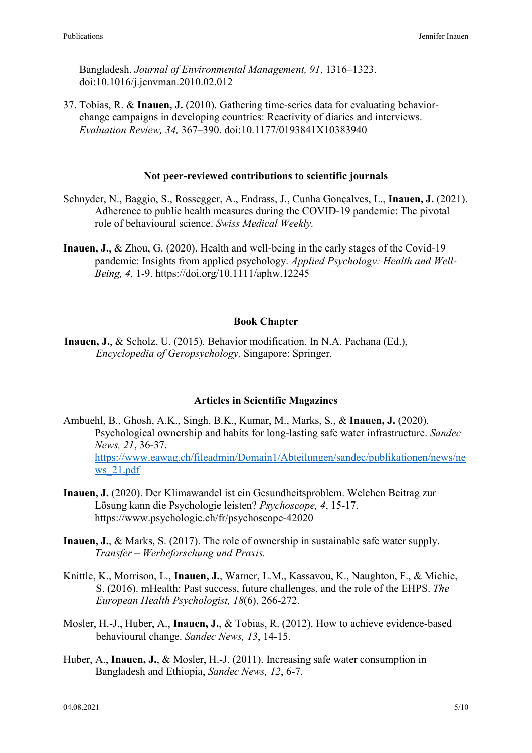Bangladesh. *Journal of Environmental Management, 91*, 1316–1323. doi:10.1016/j.jenvman.2010.02.012

37. Tobias, R. & **Inauen, J.** (2010). Gathering time-series data for evaluating behavior-change campaigns in developing countries: Reactivity of diaries and interviews. *Evaluation Review, 34,* 367–390. doi:10.1177/0193841X10383940

### Not peer-reviewed contributions to scientific journals

Schnyder, N., Baggio, S., Rossegger, A., Endrass, J., Cunha Gonçalves, L., **Inauen, J.** (2021). Adherence to public health measures during the COVID-19 pandemic: The pivotal role of behavioural science. *Swiss Medical Weekly.*

**Inauen, J.**, & Zhou, G. (2020). Health and well-being in the early stages of the Covid-19 pandemic: Insights from applied psychology. *Applied Psychology: Health and Well-Being, 4,* 1-9. https://doi.org/10.1111/aphw.12245

### Book Chapter

**Inauen, J.**, & Scholz, U. (2015). Behavior modification. In N.A. Pachana (Ed.), *Encyclopedia of Geropsychology,* Singapore: Springer.

### Articles in Scientific Magazines

Ambuehl, B., Ghosh, A.K., Singh, B.K., Kumar, M., Marks, S., & **Inauen, J.** (2020). Psychological ownership and habits for long-lasting safe water infrastructure. *Sandec News, 21*, 36-37. https://www.eawag.ch/fileadmin/Domain1/Abteilungen/sandec/publikationen/news/news_21.pdf

**Inauen, J.** (2020). Der Klimawandel ist ein Gesundheitsproblem. Welchen Beitrag zur Lösung kann die Psychologie leisten? *Psychoscope, 4*, 15-17. https://www.psychologie.ch/fr/psychoscope-42020

**Inauen, J.**, & Marks, S. (2017). The role of ownership in sustainable safe water supply. *Transfer – Werbeforschung und Praxis.*

Knittle, K., Morrison, L., **Inauen, J.**, Warner, L.M., Kassavou, K., Naughton, F., & Michie, S. (2016). mHealth: Past success, future challenges, and the role of the EHPS. *The European Health Psychologist, 18*(6), 266-272.

Mosler, H.-J., Huber, A., **Inauen, J.**, & Tobias, R. (2012). How to achieve evidence-based behavioural change. *Sandec News, 13*, 14-15.

Huber, A., **Inauen, J.**, & Mosler, H.-J. (2011). Increasing safe water consumption in Bangladesh and Ethiopia, *Sandec News, 12*, 6-7.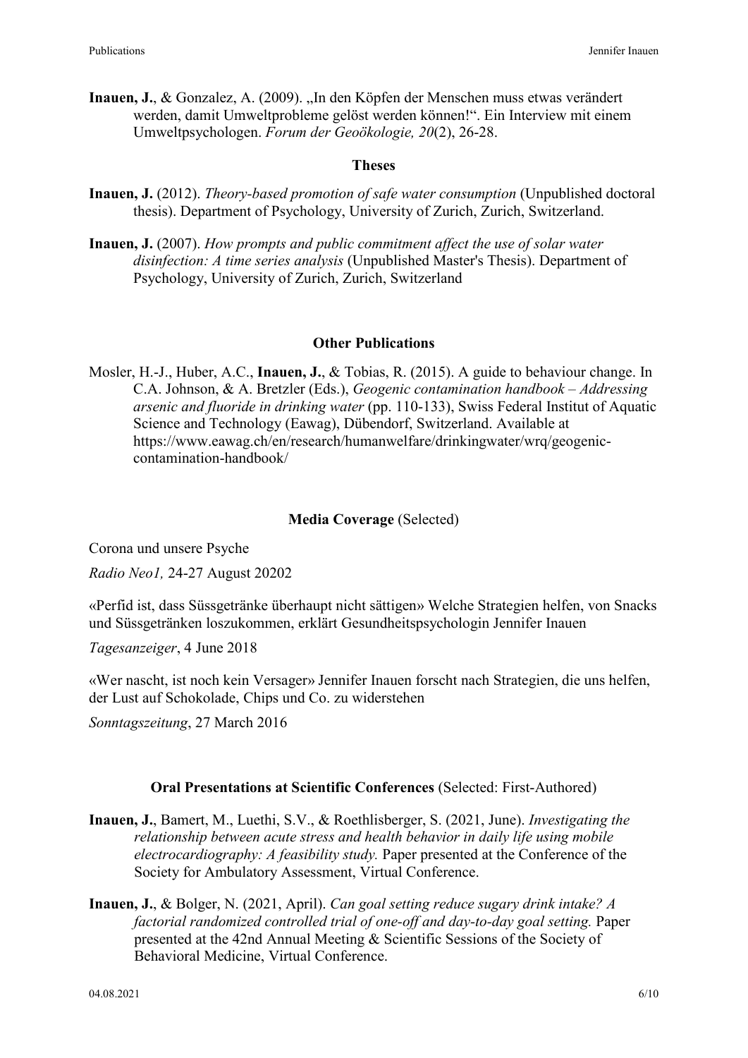**Inauen, J.**, & Gonzalez, A. (2009). „In den Köpfen der Menschen muss etwas verändert werden, damit Umweltprobleme gelöst werden können!". Ein Interview mit einem Umweltpsychologen. *Forum der Geoökologie, 20*(2), 26-28.

## Theses

**Inauen, J.** (2012). *Theory-based promotion of safe water consumption* (Unpublished doctoral thesis). Department of Psychology, University of Zurich, Zurich, Switzerland.

**Inauen, J.** (2007). *How prompts and public commitment affect the use of solar water disinfection: A time series analysis* (Unpublished Master's Thesis). Department of Psychology, University of Zurich, Zurich, Switzerland

## Other Publications

Mosler, H.-J., Huber, A.C., **Inauen, J.**, & Tobias, R. (2015). A guide to behaviour change. In C.A. Johnson, & A. Bretzler (Eds.), *Geogenic contamination handbook – Addressing arsenic and fluoride in drinking water* (pp. 110-133), Swiss Federal Institut of Aquatic Science and Technology (Eawag), Dübendorf, Switzerland. Available at https://www.eawag.ch/en/research/humanwelfare/drinkingwater/wrq/geogenic-contamination-handbook/

## Media Coverage (Selected)

Corona und unsere Psyche

*Radio Neo1,* 24-27 August 20202

«Perfid ist, dass Süssgetränke überhaupt nicht sättigen» Welche Strategien helfen, von Snacks und Süssgetränken loszukommen, erklärt Gesundheitspsychologin Jennifer Inauen

*Tagesanzeiger*, 4 June 2018

«Wer nascht, ist noch kein Versager» Jennifer Inauen forscht nach Strategien, die uns helfen, der Lust auf Schokolade, Chips und Co. zu widerstehen

*Sonntagszeitung*, 27 March 2016

## Oral Presentations at Scientific Conferences (Selected: First-Authored)

**Inauen, J.**, Bamert, M., Luethi, S.V., & Roethlisberger, S. (2021, June). *Investigating the relationship between acute stress and health behavior in daily life using mobile electrocardiography: A feasibility study.* Paper presented at the Conference of the Society for Ambulatory Assessment, Virtual Conference.

**Inauen, J.**, & Bolger, N. (2021, April). *Can goal setting reduce sugary drink intake? A factorial randomized controlled trial of one-off and day-to-day goal setting.* Paper presented at the 42nd Annual Meeting & Scientific Sessions of the Society of Behavioral Medicine, Virtual Conference.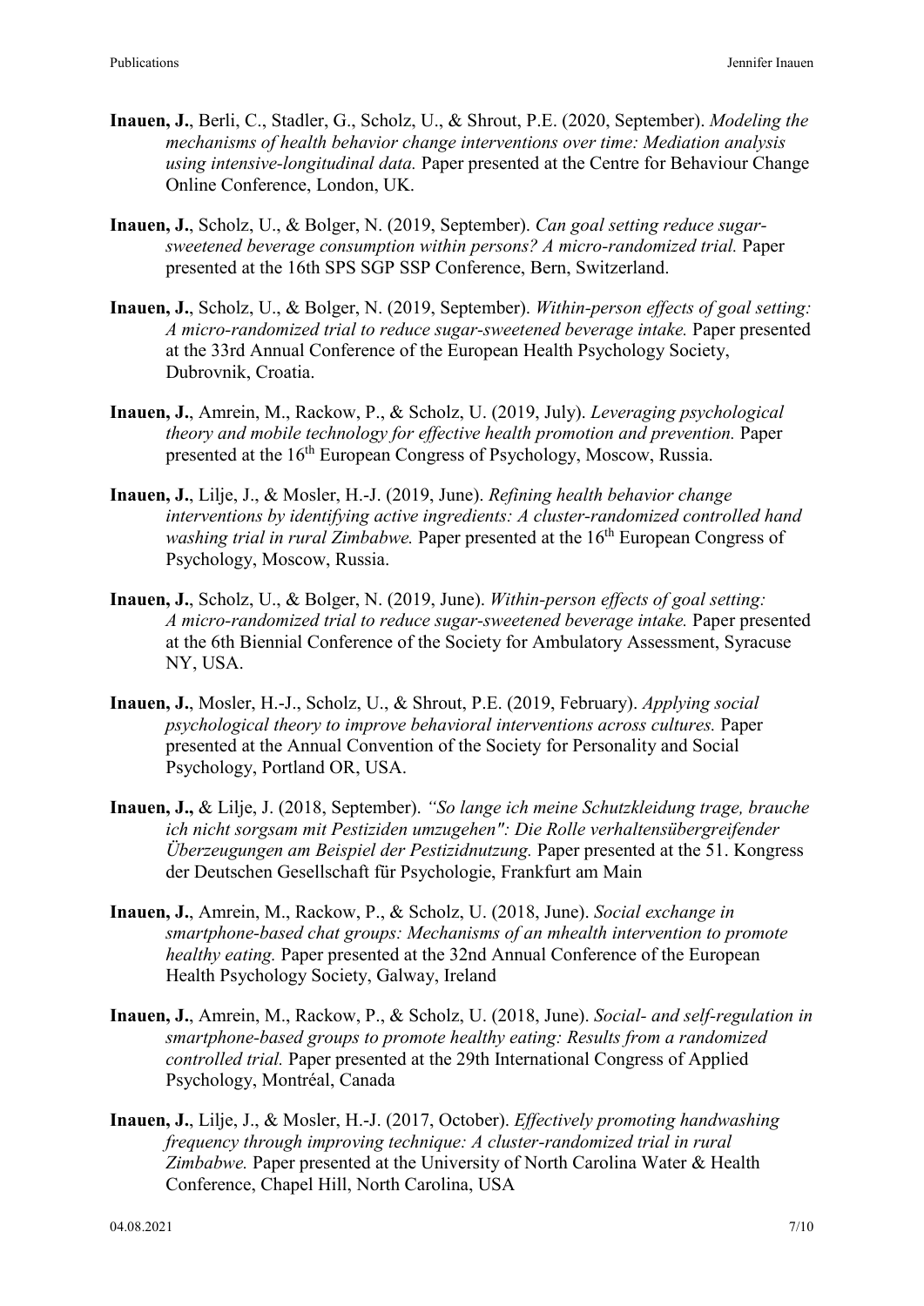**Inauen, J.**, Berli, C., Stadler, G., Scholz, U., & Shrout, P.E. (2020, September). *Modeling the mechanisms of health behavior change interventions over time: Mediation analysis using intensive-longitudinal data.* Paper presented at the Centre for Behaviour Change Online Conference, London, UK.

**Inauen, J.**, Scholz, U., & Bolger, N. (2019, September). *Can goal setting reduce sugar-sweetened beverage consumption within persons? A micro-randomized trial.* Paper presented at the 16th SPS SGP SSP Conference, Bern, Switzerland.

**Inauen, J.**, Scholz, U., & Bolger, N. (2019, September). *Within-person effects of goal setting: A micro-randomized trial to reduce sugar-sweetened beverage intake.* Paper presented at the 33rd Annual Conference of the European Health Psychology Society, Dubrovnik, Croatia.

**Inauen, J.**, Amrein, M., Rackow, P., & Scholz, U. (2019, July). *Leveraging psychological theory and mobile technology for effective health promotion and prevention.* Paper presented at the 16th European Congress of Psychology, Moscow, Russia.

**Inauen, J.**, Lilje, J., & Mosler, H.-J. (2019, June). *Refining health behavior change interventions by identifying active ingredients: A cluster-randomized controlled hand washing trial in rural Zimbabwe.* Paper presented at the 16th European Congress of Psychology, Moscow, Russia.

**Inauen, J.**, Scholz, U., & Bolger, N. (2019, June). *Within-person effects of goal setting: A micro-randomized trial to reduce sugar-sweetened beverage intake.* Paper presented at the 6th Biennial Conference of the Society for Ambulatory Assessment, Syracuse NY, USA.

**Inauen, J.**, Mosler, H.-J., Scholz, U., & Shrout, P.E. (2019, February). *Applying social psychological theory to improve behavioral interventions across cultures.* Paper presented at the Annual Convention of the Society for Personality and Social Psychology, Portland OR, USA.

**Inauen, J.,** & Lilje, J. (2018, September). *"So lange ich meine Schutzkleidung trage, brauche ich nicht sorgsam mit Pestiziden umzugehen": Die Rolle verhaltensübergreifender Überzeugungen am Beispiel der Pestizidnutzung.* Paper presented at the 51. Kongress der Deutschen Gesellschaft für Psychologie, Frankfurt am Main

**Inauen, J.**, Amrein, M., Rackow, P., & Scholz, U. (2018, June). *Social exchange in smartphone-based chat groups: Mechanisms of an mhealth intervention to promote healthy eating.* Paper presented at the 32nd Annual Conference of the European Health Psychology Society, Galway, Ireland

**Inauen, J.**, Amrein, M., Rackow, P., & Scholz, U. (2018, June). *Social- and self-regulation in smartphone-based groups to promote healthy eating: Results from a randomized controlled trial.* Paper presented at the 29th International Congress of Applied Psychology, Montréal, Canada

**Inauen, J.**, Lilje, J., & Mosler, H.-J. (2017, October). *Effectively promoting handwashing frequency through improving technique: A cluster-randomized trial in rural Zimbabwe.* Paper presented at the University of North Carolina Water & Health Conference, Chapel Hill, North Carolina, USA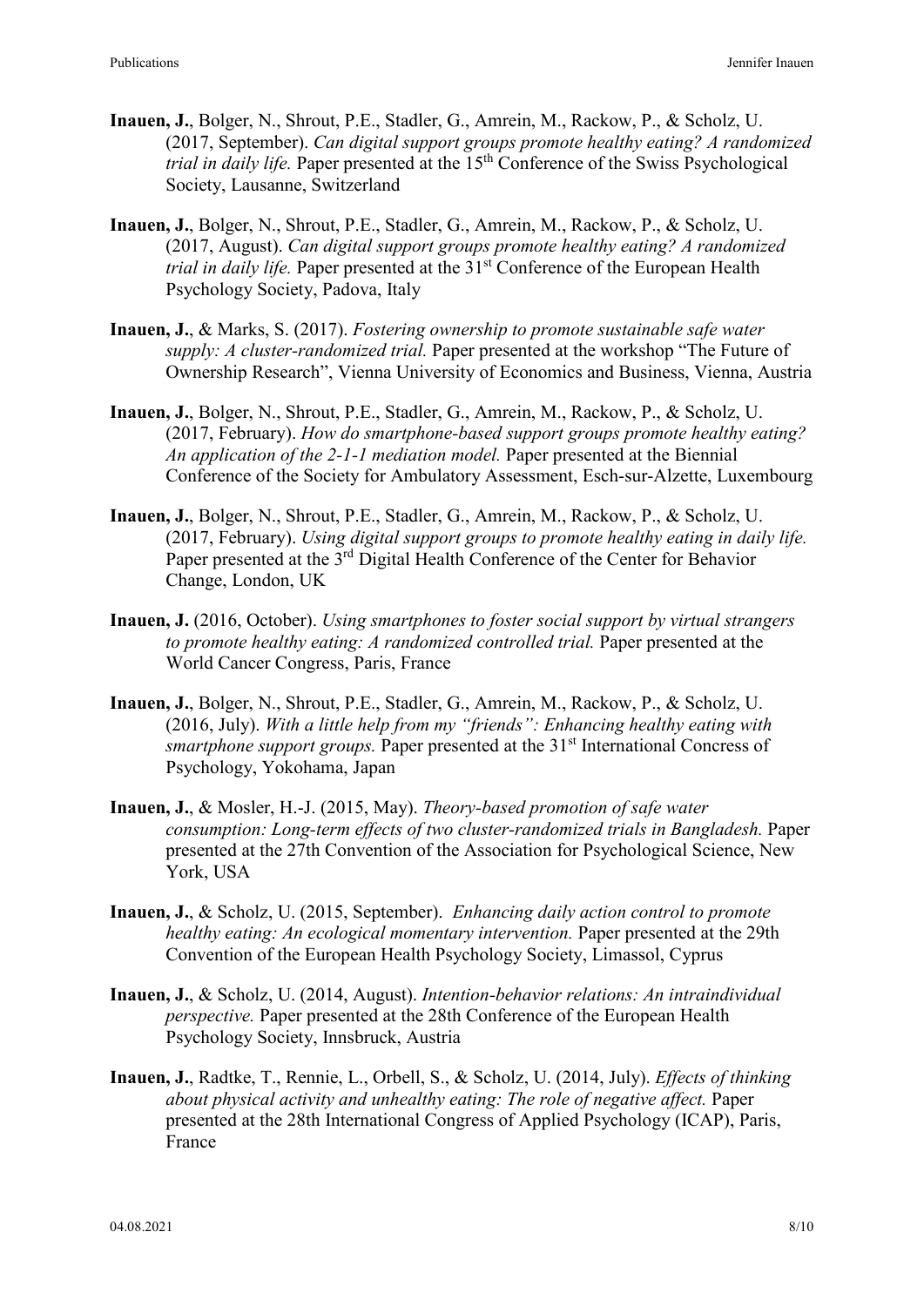**Inauen, J.**, Bolger, N., Shrout, P.E., Stadler, G., Amrein, M., Rackow, P., & Scholz, U. (2017, September). *Can digital support groups promote healthy eating? A randomized trial in daily life.* Paper presented at the 15th Conference of the Swiss Psychological Society, Lausanne, Switzerland

**Inauen, J.**, Bolger, N., Shrout, P.E., Stadler, G., Amrein, M., Rackow, P., & Scholz, U. (2017, August). *Can digital support groups promote healthy eating? A randomized trial in daily life.* Paper presented at the 31st Conference of the European Health Psychology Society, Padova, Italy

**Inauen, J.**, & Marks, S. (2017). *Fostering ownership to promote sustainable safe water supply: A cluster-randomized trial.* Paper presented at the workshop "The Future of Ownership Research", Vienna University of Economics and Business, Vienna, Austria

**Inauen, J.**, Bolger, N., Shrout, P.E., Stadler, G., Amrein, M., Rackow, P., & Scholz, U. (2017, February). *How do smartphone-based support groups promote healthy eating? An application of the 2-1-1 mediation model.* Paper presented at the Biennial Conference of the Society for Ambulatory Assessment, Esch-sur-Alzette, Luxembourg

**Inauen, J.**, Bolger, N., Shrout, P.E., Stadler, G., Amrein, M., Rackow, P., & Scholz, U. (2017, February). *Using digital support groups to promote healthy eating in daily life.* Paper presented at the 3rd Digital Health Conference of the Center for Behavior Change, London, UK

**Inauen, J.** (2016, October). *Using smartphones to foster social support by virtual strangers to promote healthy eating: A randomized controlled trial.* Paper presented at the World Cancer Congress, Paris, France

**Inauen, J.**, Bolger, N., Shrout, P.E., Stadler, G., Amrein, M., Rackow, P., & Scholz, U. (2016, July). *With a little help from my "friends": Enhancing healthy eating with smartphone support groups.* Paper presented at the 31st International Concress of Psychology, Yokohama, Japan

**Inauen, J.**, & Mosler, H.-J. (2015, May). *Theory-based promotion of safe water consumption: Long-term effects of two cluster-randomized trials in Bangladesh.* Paper presented at the 27th Convention of the Association for Psychological Science, New York, USA

**Inauen, J.**, & Scholz, U. (2015, September). *Enhancing daily action control to promote healthy eating: An ecological momentary intervention.* Paper presented at the 29th Convention of the European Health Psychology Society, Limassol, Cyprus

**Inauen, J.**, & Scholz, U. (2014, August). *Intention-behavior relations: An intraindividual perspective.* Paper presented at the 28th Conference of the European Health Psychology Society, Innsbruck, Austria

**Inauen, J.**, Radtke, T., Rennie, L., Orbell, S., & Scholz, U. (2014, July). *Effects of thinking about physical activity and unhealthy eating: The role of negative affect.* Paper presented at the 28th International Congress of Applied Psychology (ICAP), Paris, France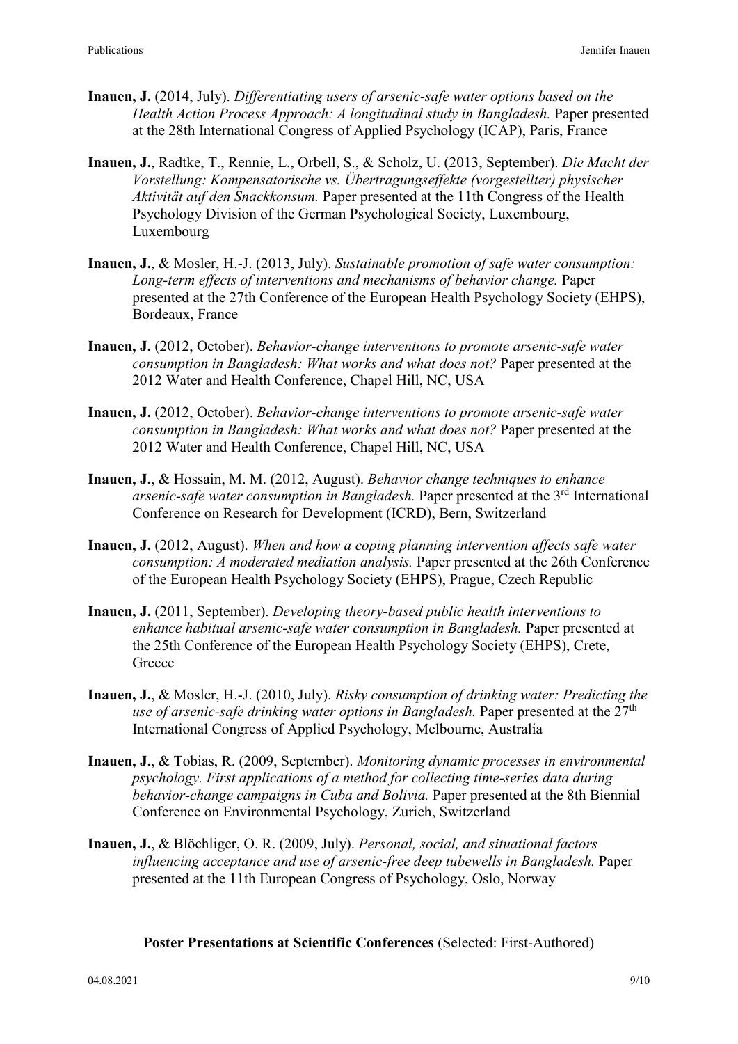**Inauen, J.** (2014, July). *Differentiating users of arsenic-safe water options based on the Health Action Process Approach: A longitudinal study in Bangladesh.* Paper presented at the 28th International Congress of Applied Psychology (ICAP), Paris, France

**Inauen, J.**, Radtke, T., Rennie, L., Orbell, S., & Scholz, U. (2013, September). *Die Macht der Vorstellung: Kompensatorische vs. Übertragungseffekte (vorgestellter) physischer Aktivität auf den Snackkonsum.* Paper presented at the 11th Congress of the Health Psychology Division of the German Psychological Society, Luxembourg, Luxembourg

**Inauen, J.**, & Mosler, H.-J. (2013, July). *Sustainable promotion of safe water consumption: Long-term effects of interventions and mechanisms of behavior change.* Paper presented at the 27th Conference of the European Health Psychology Society (EHPS), Bordeaux, France

**Inauen, J.** (2012, October). *Behavior-change interventions to promote arsenic-safe water consumption in Bangladesh: What works and what does not?* Paper presented at the 2012 Water and Health Conference, Chapel Hill, NC, USA

**Inauen, J.** (2012, October). *Behavior-change interventions to promote arsenic-safe water consumption in Bangladesh: What works and what does not?* Paper presented at the 2012 Water and Health Conference, Chapel Hill, NC, USA

**Inauen, J.**, & Hossain, M. M. (2012, August). *Behavior change techniques to enhance arsenic-safe water consumption in Bangladesh.* Paper presented at the 3rd International Conference on Research for Development (ICRD), Bern, Switzerland

**Inauen, J.** (2012, August). *When and how a coping planning intervention affects safe water consumption: A moderated mediation analysis.* Paper presented at the 26th Conference of the European Health Psychology Society (EHPS), Prague, Czech Republic

**Inauen, J.** (2011, September). *Developing theory-based public health interventions to enhance habitual arsenic-safe water consumption in Bangladesh.* Paper presented at the 25th Conference of the European Health Psychology Society (EHPS), Crete, Greece

**Inauen, J.**, & Mosler, H.-J. (2010, July). *Risky consumption of drinking water: Predicting the use of arsenic-safe drinking water options in Bangladesh.* Paper presented at the 27th International Congress of Applied Psychology, Melbourne, Australia

**Inauen, J.**, & Tobias, R. (2009, September). *Monitoring dynamic processes in environmental psychology. First applications of a method for collecting time-series data during behavior-change campaigns in Cuba and Bolivia.* Paper presented at the 8th Biennial Conference on Environmental Psychology, Zurich, Switzerland

**Inauen, J.**, & Blöchliger, O. R. (2009, July). *Personal, social, and situational factors influencing acceptance and use of arsenic-free deep tubewells in Bangladesh.* Paper presented at the 11th European Congress of Psychology, Oslo, Norway

**Poster Presentations at Scientific Conferences** (Selected: First-Authored)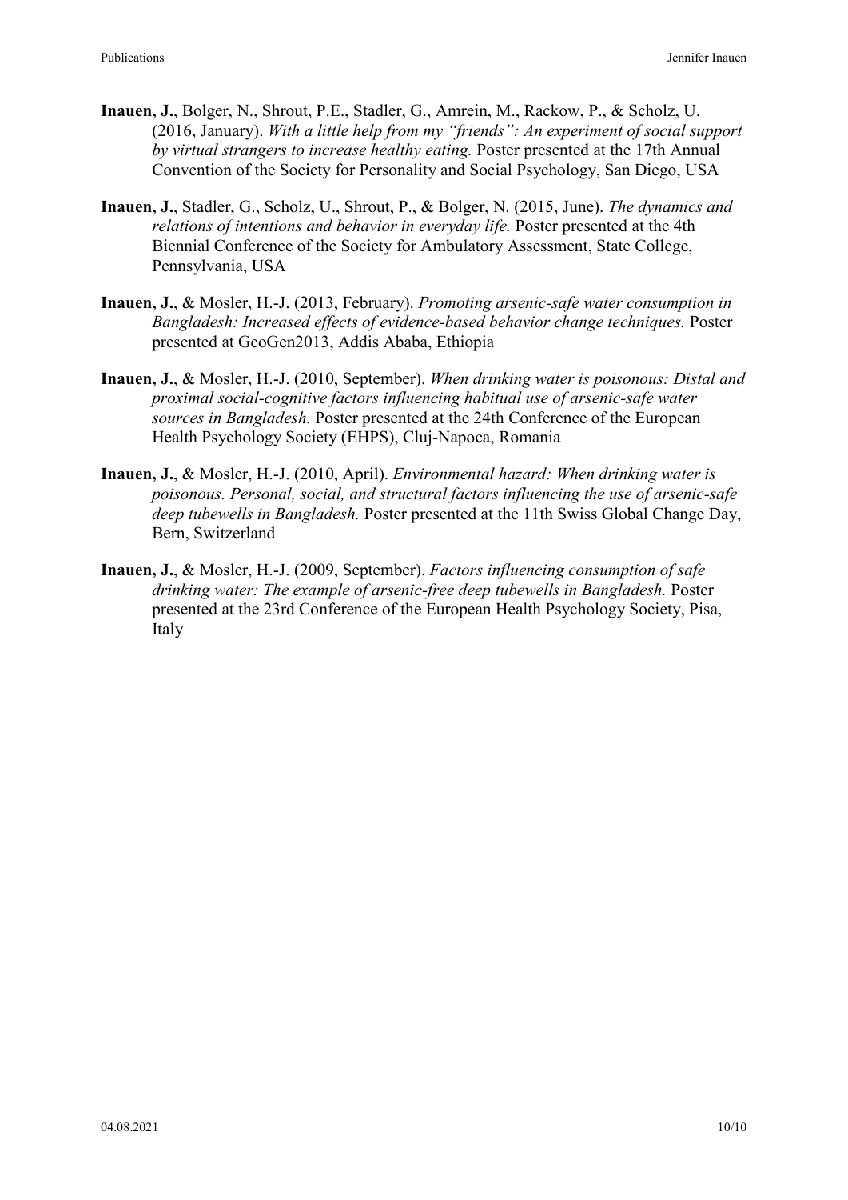**Inauen, J.**, Bolger, N., Shrout, P.E., Stadler, G., Amrein, M., Rackow, P., & Scholz, U. (2016, January). *With a little help from my "friends": An experiment of social support by virtual strangers to increase healthy eating.* Poster presented at the 17th Annual Convention of the Society for Personality and Social Psychology, San Diego, USA

**Inauen, J.**, Stadler, G., Scholz, U., Shrout, P., & Bolger, N. (2015, June). *The dynamics and relations of intentions and behavior in everyday life.* Poster presented at the 4th Biennial Conference of the Society for Ambulatory Assessment, State College, Pennsylvania, USA

**Inauen, J.**, & Mosler, H.-J. (2013, February). *Promoting arsenic-safe water consumption in Bangladesh: Increased effects of evidence-based behavior change techniques.* Poster presented at GeoGen2013, Addis Ababa, Ethiopia

**Inauen, J.**, & Mosler, H.-J. (2010, September). *When drinking water is poisonous: Distal and proximal social-cognitive factors influencing habitual use of arsenic-safe water sources in Bangladesh.* Poster presented at the 24th Conference of the European Health Psychology Society (EHPS), Cluj-Napoca, Romania

**Inauen, J.**, & Mosler, H.-J. (2010, April). *Environmental hazard: When drinking water is poisonous. Personal, social, and structural factors influencing the use of arsenic-safe deep tubewells in Bangladesh.* Poster presented at the 11th Swiss Global Change Day, Bern, Switzerland

**Inauen, J.**, & Mosler, H.-J. (2009, September). *Factors influencing consumption of safe drinking water: The example of arsenic-free deep tubewells in Bangladesh.* Poster presented at the 23rd Conference of the European Health Psychology Society, Pisa, Italy